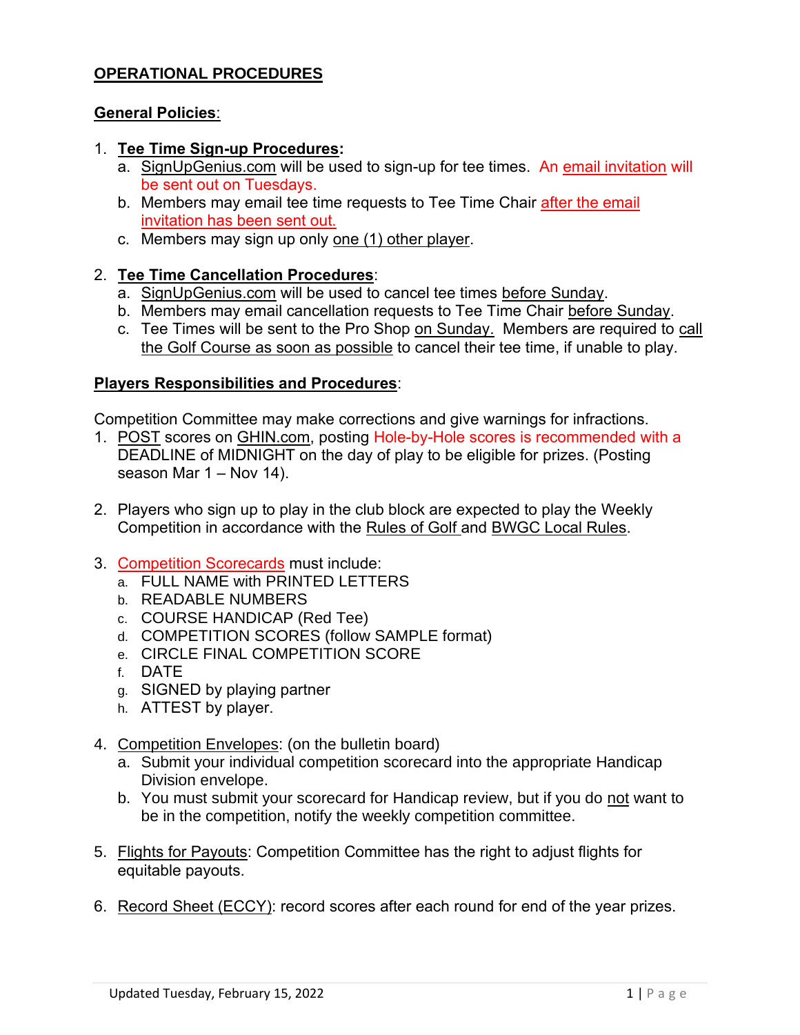# OPERATIONAL PROCEDURES

## General Policies:

1. **Tee Time Sign-up Procedures:**
   a. SignUpGenius.com will be used to sign-up for tee times. An email invitation will be sent out on Tuesdays.
   b. Members may email tee time requests to Tee Time Chair after the email invitation has been sent out.
   c. Members may sign up only one (1) other player.

2. **Tee Time Cancellation Procedures**:
   a. SignUpGenius.com will be used to cancel tee times before Sunday.
   b. Members may email cancellation requests to Tee Time Chair before Sunday.
   c. Tee Times will be sent to the Pro Shop on Sunday. Members are required to call the Golf Course as soon as possible to cancel their tee time, if unable to play.

## Players Responsibilities and Procedures:

Competition Committee may make corrections and give warnings for infractions.

1. POST scores on GHIN.com, posting Hole-by-Hole scores is recommended with a DEADLINE of MIDNIGHT on the day of play to be eligible for prizes. (Posting season Mar 1 – Nov 14).

2. Players who sign up to play in the club block are expected to play the Weekly Competition in accordance with the Rules of Golf and BWGC Local Rules.

3. Competition Scorecards must include:
   a. FULL NAME with PRINTED LETTERS
   b. READABLE NUMBERS
   c. COURSE HANDICAP (Red Tee)
   d. COMPETITION SCORES (follow SAMPLE format)
   e. CIRCLE FINAL COMPETITION SCORE
   f. DATE
   g. SIGNED by playing partner
   h. ATTEST by player.

4. Competition Envelopes: (on the bulletin board)
   a. Submit your individual competition scorecard into the appropriate Handicap Division envelope.
   b. You must submit your scorecard for Handicap review, but if you do not want to be in the competition, notify the weekly competition committee.

5. Flights for Payouts: Competition Committee has the right to adjust flights for equitable payouts.

6. Record Sheet (ECCY): record scores after each round for end of the year prizes.

Updated Tuesday, February 15, 2022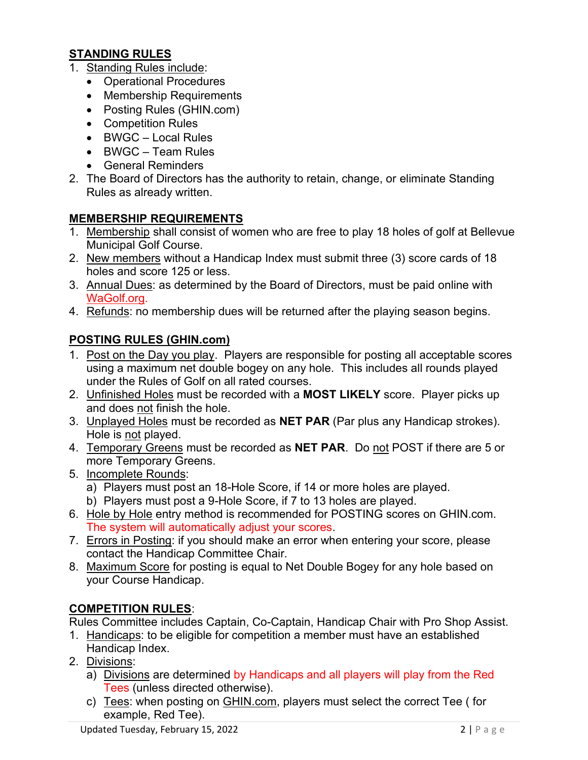## STANDING RULES

1. Standing Rules include:
   - Operational Procedures
   - Membership Requirements
   - Posting Rules (GHIN.com)
   - Competition Rules
   - BWGC – Local Rules
   - BWGC – Team Rules
   - General Reminders
2. The Board of Directors has the authority to retain, change, or eliminate Standing Rules as already written.

## MEMBERSHIP REQUIREMENTS

1. Membership shall consist of women who are free to play 18 holes of golf at Bellevue Municipal Golf Course.
2. New members without a Handicap Index must submit three (3) score cards of 18 holes and score 125 or less.
3. Annual Dues: as determined by the Board of Directors, must be paid online with WaGolf.org.
4. Refunds: no membership dues will be returned after the playing season begins.

## POSTING RULES (GHIN.com)

1. Post on the Day you play. Players are responsible for posting all acceptable scores using a maximum net double bogey on any hole. This includes all rounds played under the Rules of Golf on all rated courses.
2. Unfinished Holes must be recorded with a **MOST LIKELY** score. Player picks up and does not finish the hole.
3. Unplayed Holes must be recorded as **NET PAR** (Par plus any Handicap strokes). Hole is not played.
4. Temporary Greens must be recorded as **NET PAR**. Do not POST if there are 5 or more Temporary Greens.
5. Incomplete Rounds:
   a) Players must post an 18-Hole Score, if 14 or more holes are played.
   b) Players must post a 9-Hole Score, if 7 to 13 holes are played.
6. Hole by Hole entry method is recommended for POSTING scores on GHIN.com. The system will automatically adjust your scores.
7. Errors in Posting: if you should make an error when entering your score, please contact the Handicap Committee Chair.
8. Maximum Score for posting is equal to Net Double Bogey for any hole based on your Course Handicap.

## COMPETITION RULES:

Rules Committee includes Captain, Co-Captain, Handicap Chair with Pro Shop Assist.

1. Handicaps: to be eligible for competition a member must have an established Handicap Index.
2. Divisions:
   a) Divisions are determined by Handicaps and all players will play from the Red Tees (unless directed otherwise).
   c) Tees: when posting on GHIN.com, players must select the correct Tee ( for example, Red Tee).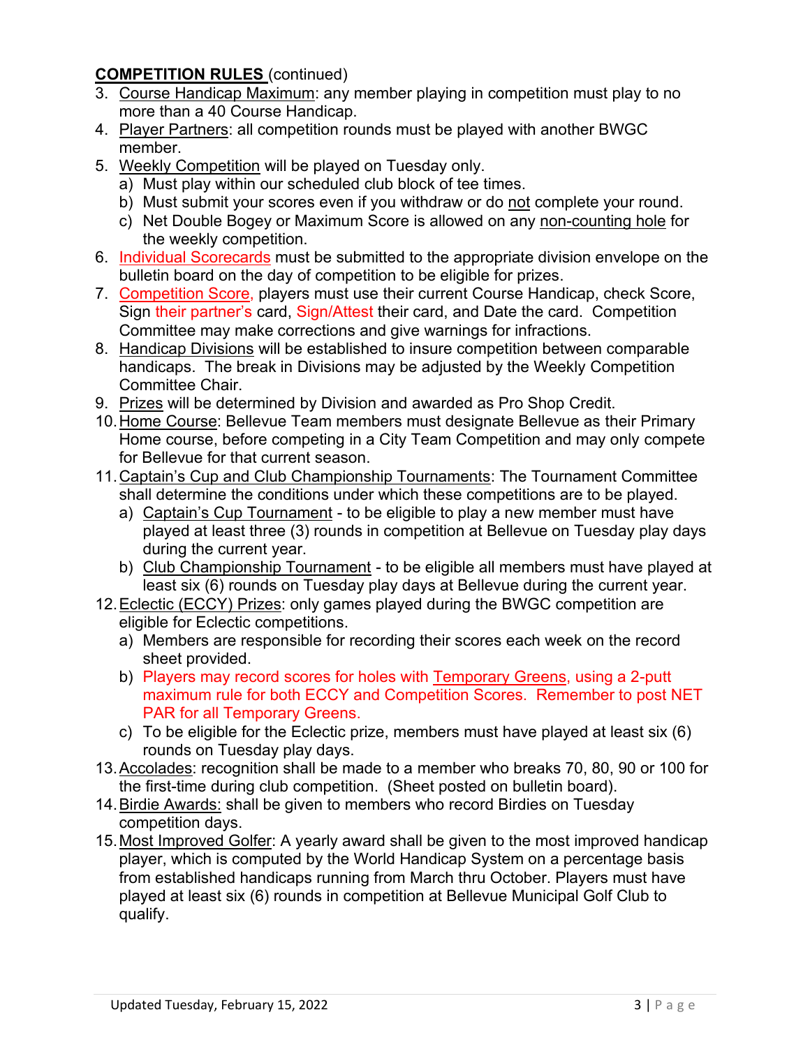**COMPETITION RULES** (continued)

3. Course Handicap Maximum: any member playing in competition must play to no more than a 40 Course Handicap.
4. Player Partners: all competition rounds must be played with another BWGC member.
5. Weekly Competition will be played on Tuesday only.
   a) Must play within our scheduled club block of tee times.
   b) Must submit your scores even if you withdraw or do not complete your round.
   c) Net Double Bogey or Maximum Score is allowed on any non-counting hole for the weekly competition.
6. Individual Scorecards must be submitted to the appropriate division envelope on the bulletin board on the day of competition to be eligible for prizes.
7. Competition Score, players must use their current Course Handicap, check Score, Sign their partner's card, Sign/Attest their card, and Date the card. Competition Committee may make corrections and give warnings for infractions.
8. Handicap Divisions will be established to insure competition between comparable handicaps. The break in Divisions may be adjusted by the Weekly Competition Committee Chair.
9. Prizes will be determined by Division and awarded as Pro Shop Credit.
10. Home Course: Bellevue Team members must designate Bellevue as their Primary Home course, before competing in a City Team Competition and may only compete for Bellevue for that current season.
11. Captain's Cup and Club Championship Tournaments: The Tournament Committee shall determine the conditions under which these competitions are to be played.
    a) Captain's Cup Tournament - to be eligible to play a new member must have played at least three (3) rounds in competition at Bellevue on Tuesday play days during the current year.
    b) Club Championship Tournament - to be eligible all members must have played at least six (6) rounds on Tuesday play days at Bellevue during the current year.
12. Eclectic (ECCY) Prizes: only games played during the BWGC competition are eligible for Eclectic competitions.
    a) Members are responsible for recording their scores each week on the record sheet provided.
    b) Players may record scores for holes with Temporary Greens, using a 2-putt maximum rule for both ECCY and Competition Scores. Remember to post NET PAR for all Temporary Greens.
    c) To be eligible for the Eclectic prize, members must have played at least six (6) rounds on Tuesday play days.
13. Accolades: recognition shall be made to a member who breaks 70, 80, 90 or 100 for the first-time during club competition. (Sheet posted on bulletin board).
14. Birdie Awards: shall be given to members who record Birdies on Tuesday competition days.
15. Most Improved Golfer: A yearly award shall be given to the most improved handicap player, which is computed by the World Handicap System on a percentage basis from established handicaps running from March thru October. Players must have played at least six (6) rounds in competition at Bellevue Municipal Golf Club to qualify.

Updated Tuesday, February 15, 2022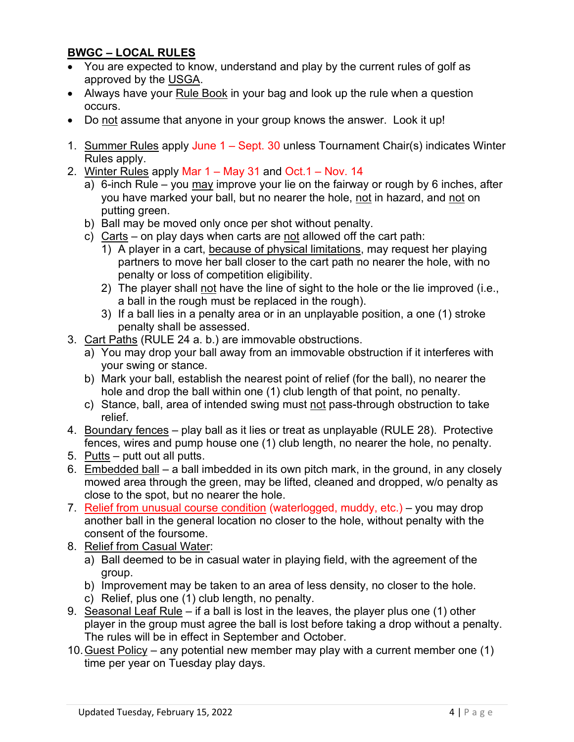## BWGC – LOCAL RULES

- You are expected to know, understand and play by the current rules of golf as approved by the USGA.
- Always have your Rule Book in your bag and look up the rule when a question occurs.
- Do not assume that anyone in your group knows the answer. Look it up!

1. Summer Rules apply June 1 – Sept. 30 unless Tournament Chair(s) indicates Winter Rules apply.
2. Winter Rules apply Mar 1 – May 31 and Oct.1 – Nov. 14
   a) 6-inch Rule – you may improve your lie on the fairway or rough by 6 inches, after you have marked your ball, but no nearer the hole, not in hazard, and not on putting green.
   b) Ball may be moved only once per shot without penalty.
   c) Carts – on play days when carts are not allowed off the cart path:
      1) A player in a cart, because of physical limitations, may request her playing partners to move her ball closer to the cart path no nearer the hole, with no penalty or loss of competition eligibility.
      2) The player shall not have the line of sight to the hole or the lie improved (i.e., a ball in the rough must be replaced in the rough).
      3) If a ball lies in a penalty area or in an unplayable position, a one (1) stroke penalty shall be assessed.
3. Cart Paths (RULE 24 a. b.) are immovable obstructions.
   a) You may drop your ball away from an immovable obstruction if it interferes with your swing or stance.
   b) Mark your ball, establish the nearest point of relief (for the ball), no nearer the hole and drop the ball within one (1) club length of that point, no penalty.
   c) Stance, ball, area of intended swing must not pass-through obstruction to take relief.
4. Boundary fences – play ball as it lies or treat as unplayable (RULE 28). Protective fences, wires and pump house one (1) club length, no nearer the hole, no penalty.
5. Putts – putt out all putts.
6. Embedded ball – a ball imbedded in its own pitch mark, in the ground, in any closely mowed area through the green, may be lifted, cleaned and dropped, w/o penalty as close to the spot, but no nearer the hole.
7. Relief from unusual course condition (waterlogged, muddy, etc.) – you may drop another ball in the general location no closer to the hole, without penalty with the consent of the foursome.
8. Relief from Casual Water:
   a) Ball deemed to be in casual water in playing field, with the agreement of the group.
   b) Improvement may be taken to an area of less density, no closer to the hole.
   c) Relief, plus one (1) club length, no penalty.
9. Seasonal Leaf Rule – if a ball is lost in the leaves, the player plus one (1) other player in the group must agree the ball is lost before taking a drop without a penalty. The rules will be in effect in September and October.
10. Guest Policy – any potential new member may play with a current member one (1) time per year on Tuesday play days.

Updated Tuesday, February 15, 2022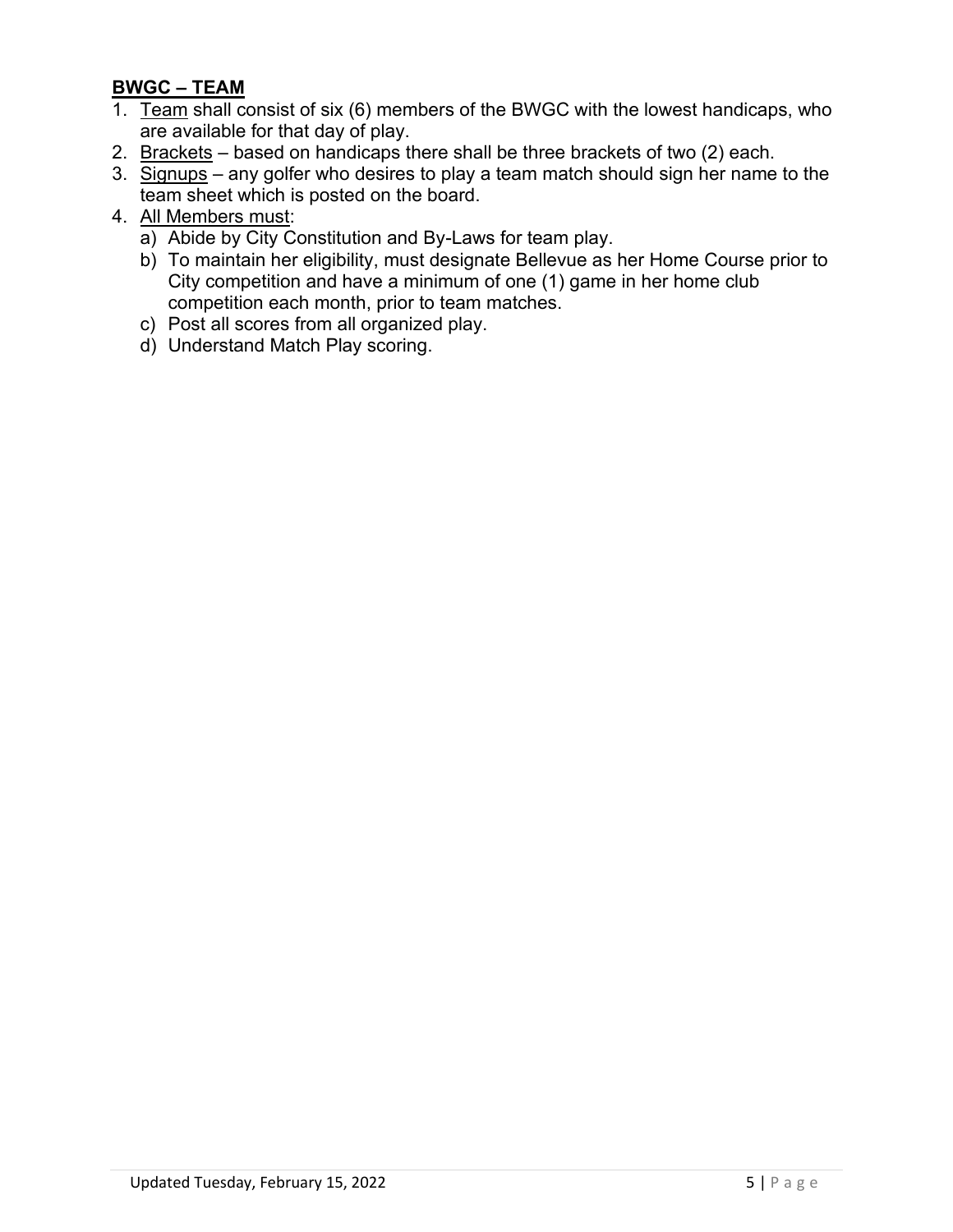## BWGC – TEAM

1. Team shall consist of six (6) members of the BWGC with the lowest handicaps, who are available for that day of play.
2. Brackets – based on handicaps there shall be three brackets of two (2) each.
3. Signups – any golfer who desires to play a team match should sign her name to the team sheet which is posted on the board.
4. All Members must:
   a) Abide by City Constitution and By-Laws for team play.
   b) To maintain her eligibility, must designate Bellevue as her Home Course prior to City competition and have a minimum of one (1) game in her home club competition each month, prior to team matches.
   c) Post all scores from all organized play.
   d) Understand Match Play scoring.